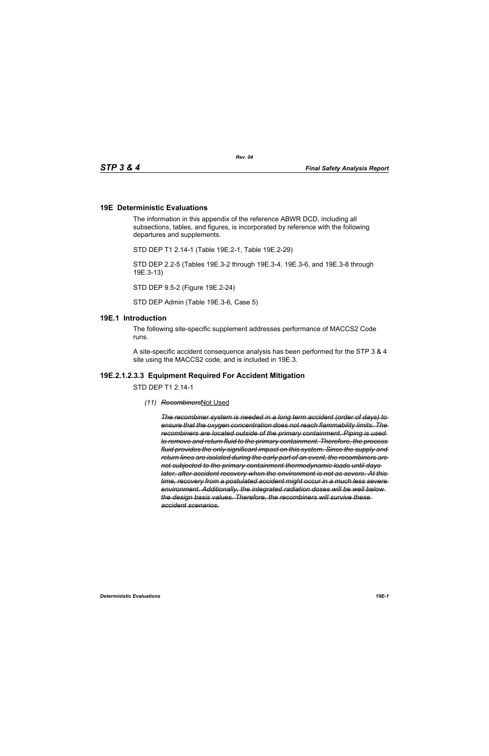## 19E Deterministic Evaluations

The information in this appendix of the reference ABWR DCD, including all subsections, tables, and figures, is incorporated by reference with the following departures and supplements.

STD DEP T1 2.14-1 (Table 19E.2-1, Table 19E.2-29)

STD DEP 2.2-5 (Tables 19E.3-2 through 19E.3-4, 19E.3-6, and 19E.3-8 through 19E.3-13)

STD DEP 9.5-2 (Figure 19E.2-24)

STD DEP Admin (Table 19E.3-6, Case 5)

## 19E.1 Introduction

The following site-specific supplement addresses performance of MACCS2 Code runs.

A site-specific accident consequence analysis has been performed for the STP 3 & 4 site using the MACCS2 code, and is included in 19E.3.

## 19E.2.1.2.3.3 Equipment Required For Accident Mitigation

STD DEP T1 2.14-1

*(11) ~~Recombiners~~*Not Used

***~~The recombiner system is needed in a long term accident (order of days) to ensure that the oxygen concentration does not reach flammability limits. The recombiners are located outside of the primary containment. Piping is used to remove and return fluid to the primary containment. Therefore, the process fluid provides the only significant impact on this system. Since the supply and return lines are isolated during the early part of an event, the recombiners are not subjected to the primary containment thermodynamic loads until days later, after accident recovery when the environment is not as severe. At this time, recovery from a postulated accident might occur in a much less severe environment. Additionally, the integrated radiation doses will be well below the design basis values. Therefore, the recombiners will survive these accident scenarios.~~***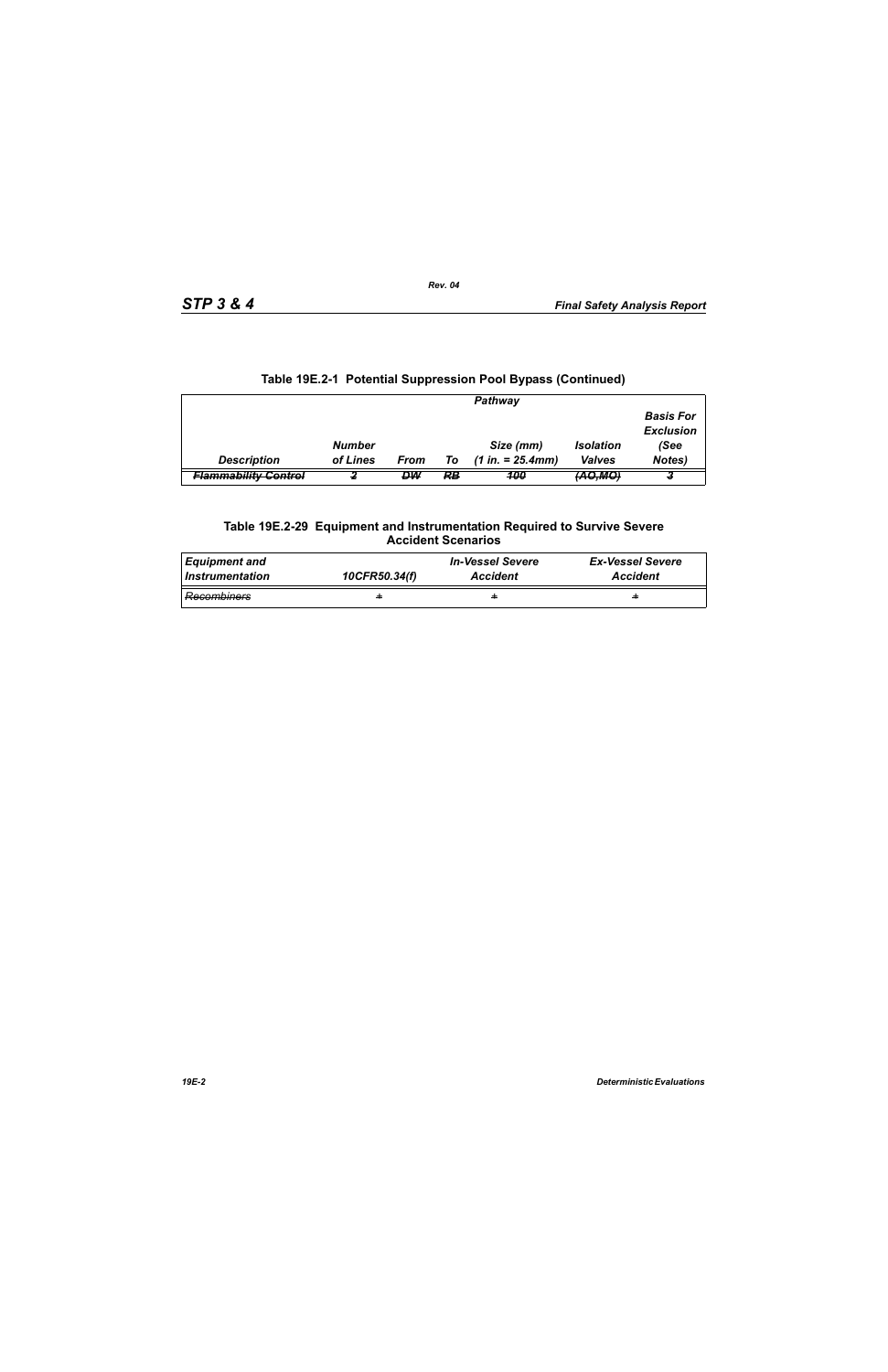**Table 19E.2-1 Potential Suppression Pool Bypass (Continued)**

| | Pathway | | | | | |
|---|---|---|---|---|---|---|
| *Description* | *Number of Lines* | *From* | *To* | *Size (mm) (1 in. = 25.4mm)* | *Isolation Valves* | *Basis For Exclusion (See Notes)* |
| ~~Flammability Control~~ | ~~2~~ | ~~DW~~ | ~~RB~~ | ~~100~~ | ~~(AO,MO)~~ | ~~3~~ |

**Table 19E.2-29 Equipment and Instrumentation Required to Survive Severe Accident Scenarios**

| *Equipment and Instrumentation* | *10CFR50.34(f)* | *In-Vessel Severe Accident* | *Ex-Vessel Severe Accident* |
|---|---|---|---|
| ~~Recombiners~~ | ~~+~~ | ~~+~~ | ~~+~~ |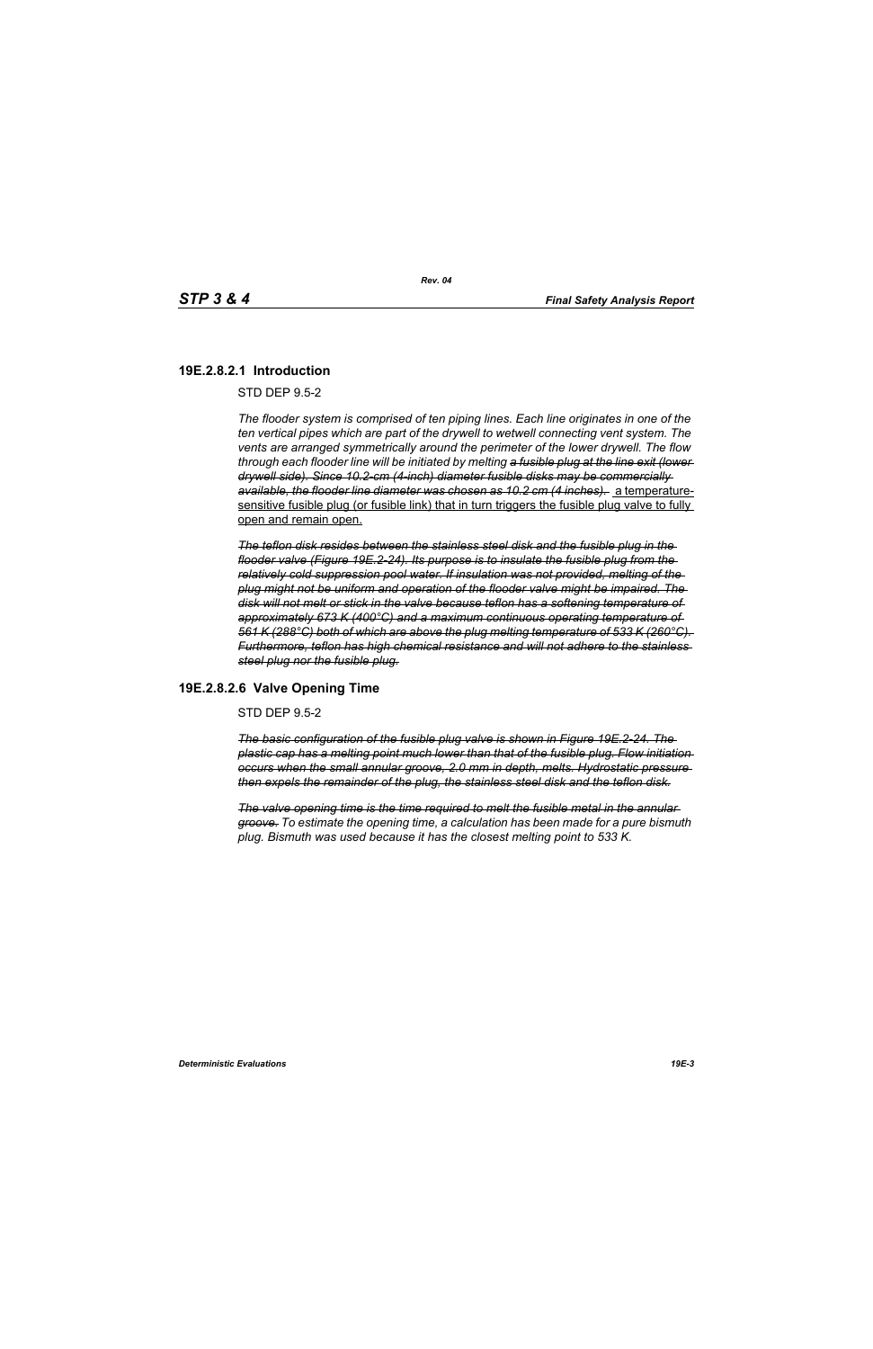### 19E.2.8.2.1 Introduction

STD DEP 9.5-2

*The flooder system is comprised of ten piping lines. Each line originates in one of the ten vertical pipes which are part of the drywell to wetwell connecting vent system. The vents are arranged symmetrically around the perimeter of the lower drywell. The flow through each flooder line will be initiated by melting ~~a fusible plug at the line exit (lower drywell side). Since 10.2-cm (4-inch) diameter fusible disks may be commercially available, the flooder line diameter was chosen as 10.2 cm (4 inches).~~* <u>a temperature-sensitive fusible plug (or fusible link) that in turn triggers the fusible plug valve to fully open and remain open.</u>

~~*The teflon disk resides between the stainless steel disk and the fusible plug in the flooder valve (Figure 19E.2-24). Its purpose is to insulate the fusible plug from the relatively cold suppression pool water. If insulation was not provided, melting of the plug might not be uniform and operation of the flooder valve might be impaired. The disk will not melt or stick in the valve because teflon has a softening temperature of approximately 673 K (400°C) and a maximum continuous operating temperature of 561 K (288°C) both of which are above the plug melting temperature of 533 K (260°C). Furthermore, teflon has high chemical resistance and will not adhere to the stainless steel plug nor the fusible plug.*~~

### 19E.2.8.2.6 Valve Opening Time

STD DEP 9.5-2

~~*The basic configuration of the fusible plug valve is shown in Figure 19E.2-24. The plastic cap has a melting point much lower than that of the fusible plug. Flow initiation occurs when the small annular groove, 2.0 mm in depth, melts. Hydrostatic pressure then expels the remainder of the plug, the stainless steel disk and the teflon disk.*~~

*~~The valve opening time is the time required to melt the fusible metal in the annular groove.~~ To estimate the opening time, a calculation has been made for a pure bismuth plug. Bismuth was used because it has the closest melting point to 533 K.*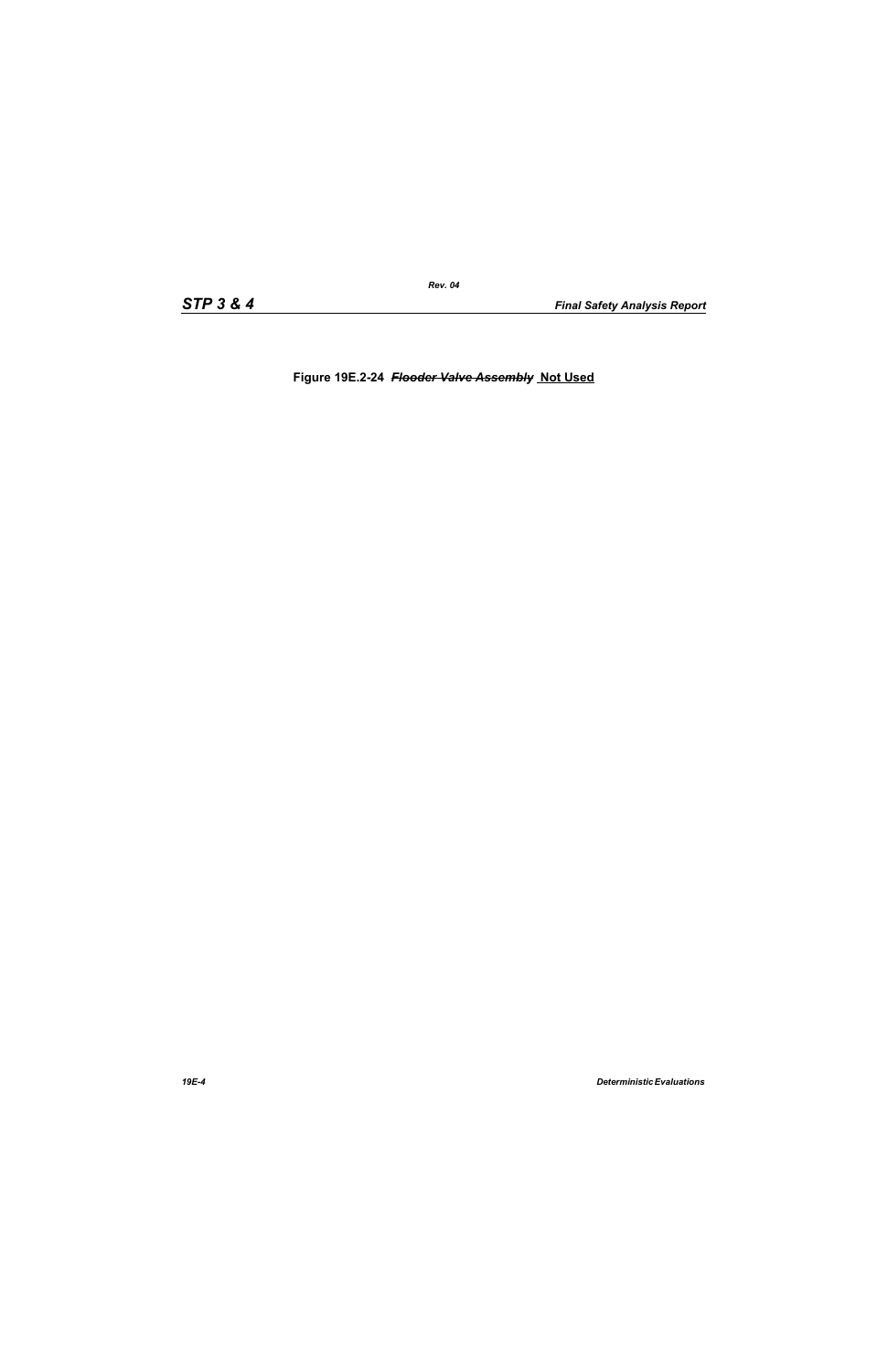**Figure 19E.2-24** ~~*Flooder Valve Assembly*~~ **Not Used**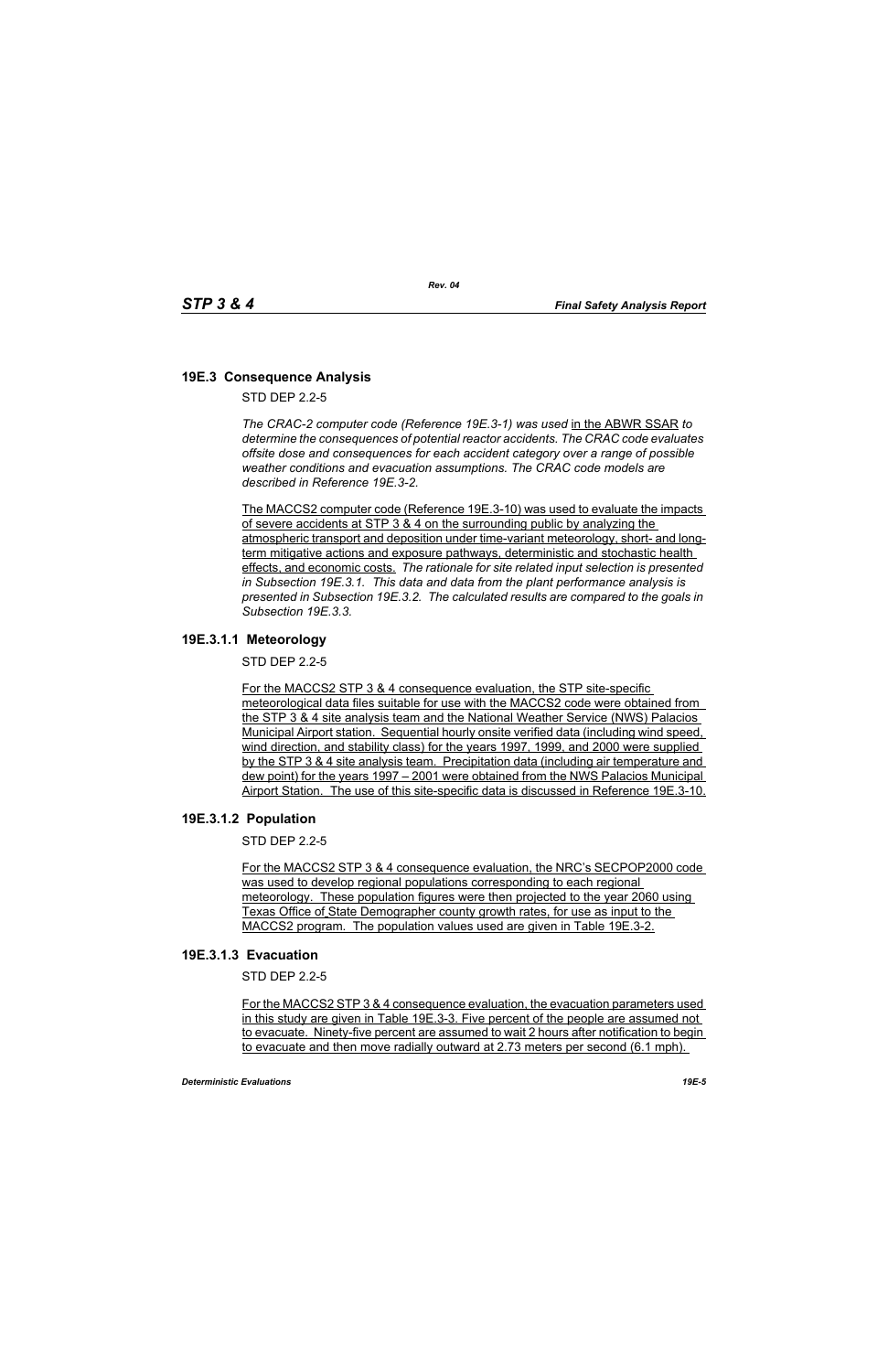## 19E.3 Consequence Analysis

STD DEP 2.2-5

*The CRAC-2 computer code (Reference 19E.3-1) was used* in the ABWR SSAR *to determine the consequences of potential reactor accidents. The CRAC code evaluates offsite dose and consequences for each accident category over a range of possible weather conditions and evacuation assumptions. The CRAC code models are described in Reference 19E.3-2.*

The MACCS2 computer code (Reference 19E.3-10) was used to evaluate the impacts of severe accidents at STP 3 & 4 on the surrounding public by analyzing the atmospheric transport and deposition under time-variant meteorology, short- and long-term mitigative actions and exposure pathways, deterministic and stochastic health effects, and economic costs. *The rationale for site related input selection is presented in Subsection 19E.3.1. This data and data from the plant performance analysis is presented in Subsection 19E.3.2. The calculated results are compared to the goals in Subsection 19E.3.3.*

### 19E.3.1.1 Meteorology

STD DEP 2.2-5

For the MACCS2 STP 3 & 4 consequence evaluation, the STP site-specific meteorological data files suitable for use with the MACCS2 code were obtained from the STP 3 & 4 site analysis team and the National Weather Service (NWS) Palacios Municipal Airport station. Sequential hourly onsite verified data (including wind speed, wind direction, and stability class) for the years 1997, 1999, and 2000 were supplied by the STP 3 & 4 site analysis team. Precipitation data (including air temperature and dew point) for the years 1997 – 2001 were obtained from the NWS Palacios Municipal Airport Station. The use of this site-specific data is discussed in Reference 19E.3-10.

### 19E.3.1.2 Population

STD DEP 2.2-5

For the MACCS2 STP 3 & 4 consequence evaluation, the NRC's SECPOP2000 code was used to develop regional populations corresponding to each regional meteorology. These population figures were then projected to the year 2060 using Texas Office of State Demographer county growth rates, for use as input to the MACCS2 program. The population values used are given in Table 19E.3-2.

### 19E.3.1.3 Evacuation

STD DEP 2.2-5

For the MACCS2 STP 3 & 4 consequence evaluation, the evacuation parameters used in this study are given in Table 19E.3-3. Five percent of the people are assumed not to evacuate. Ninety-five percent are assumed to wait 2 hours after notification to begin to evacuate and then move radially outward at 2.73 meters per second (6.1 mph).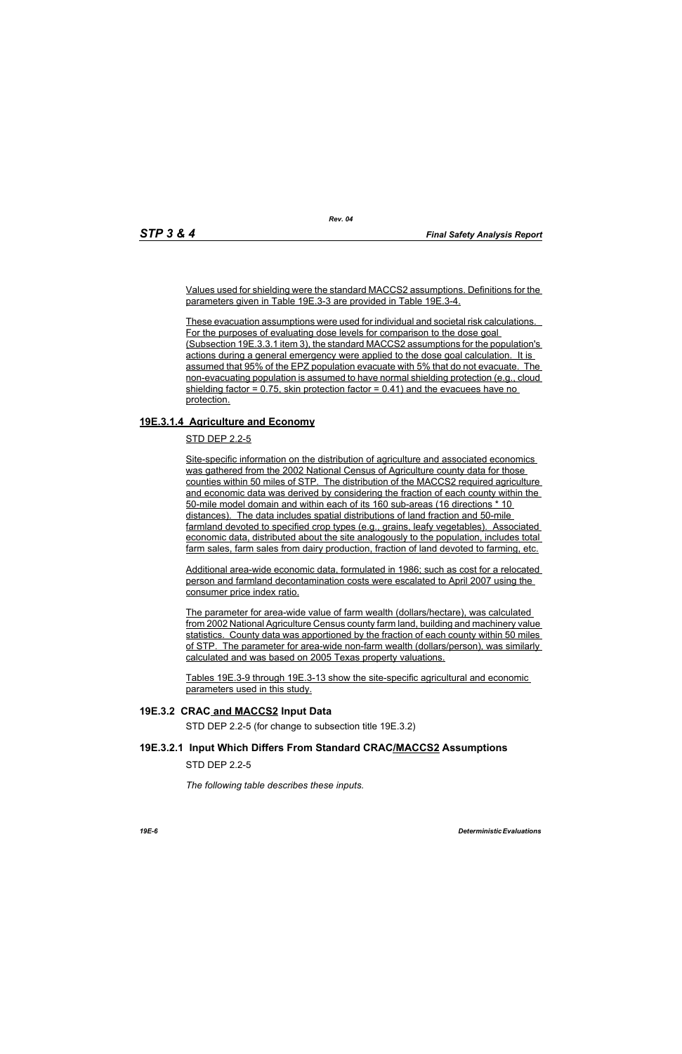Values used for shielding were the standard MACCS2 assumptions. Definitions for the parameters given in Table 19E.3-3 are provided in Table 19E.3-4.

These evacuation assumptions were used for individual and societal risk calculations. For the purposes of evaluating dose levels for comparison to the dose goal (Subsection 19E.3.3.1 item 3), the standard MACCS2 assumptions for the population's actions during a general emergency were applied to the dose goal calculation. It is assumed that 95% of the EPZ population evacuate with 5% that do not evacuate. The non-evacuating population is assumed to have normal shielding protection (e.g., cloud shielding factor = 0.75, skin protection factor = 0.41) and the evacuees have no protection.

### 19E.3.1.4 Agriculture and Economy

STD DEP 2.2-5

Site-specific information on the distribution of agriculture and associated economics was gathered from the 2002 National Census of Agriculture county data for those counties within 50 miles of STP. The distribution of the MACCS2 required agriculture and economic data was derived by considering the fraction of each county within the 50-mile model domain and within each of its 160 sub-areas (16 directions * 10 distances). The data includes spatial distributions of land fraction and 50-mile farmland devoted to specified crop types (e.g., grains, leafy vegetables). Associated economic data, distributed about the site analogously to the population, includes total farm sales, farm sales from dairy production, fraction of land devoted to farming, etc.

Additional area-wide economic data, formulated in 1986; such as cost for a relocated person and farmland decontamination costs were escalated to April 2007 using the consumer price index ratio.

The parameter for area-wide value of farm wealth (dollars/hectare), was calculated from 2002 National Agriculture Census county farm land, building and machinery value statistics. County data was apportioned by the fraction of each county within 50 miles of STP. The parameter for area-wide non-farm wealth (dollars/person), was similarly calculated and was based on 2005 Texas property valuations.

Tables 19E.3-9 through 19E.3-13 show the site-specific agricultural and economic parameters used in this study.

## 19E.3.2 CRAC and MACCS2 Input Data

STD DEP 2.2-5 (for change to subsection title 19E.3.2)

### 19E.3.2.1 Input Which Differs From Standard CRAC/MACCS2 Assumptions

STD DEP 2.2-5

*The following table describes these inputs.*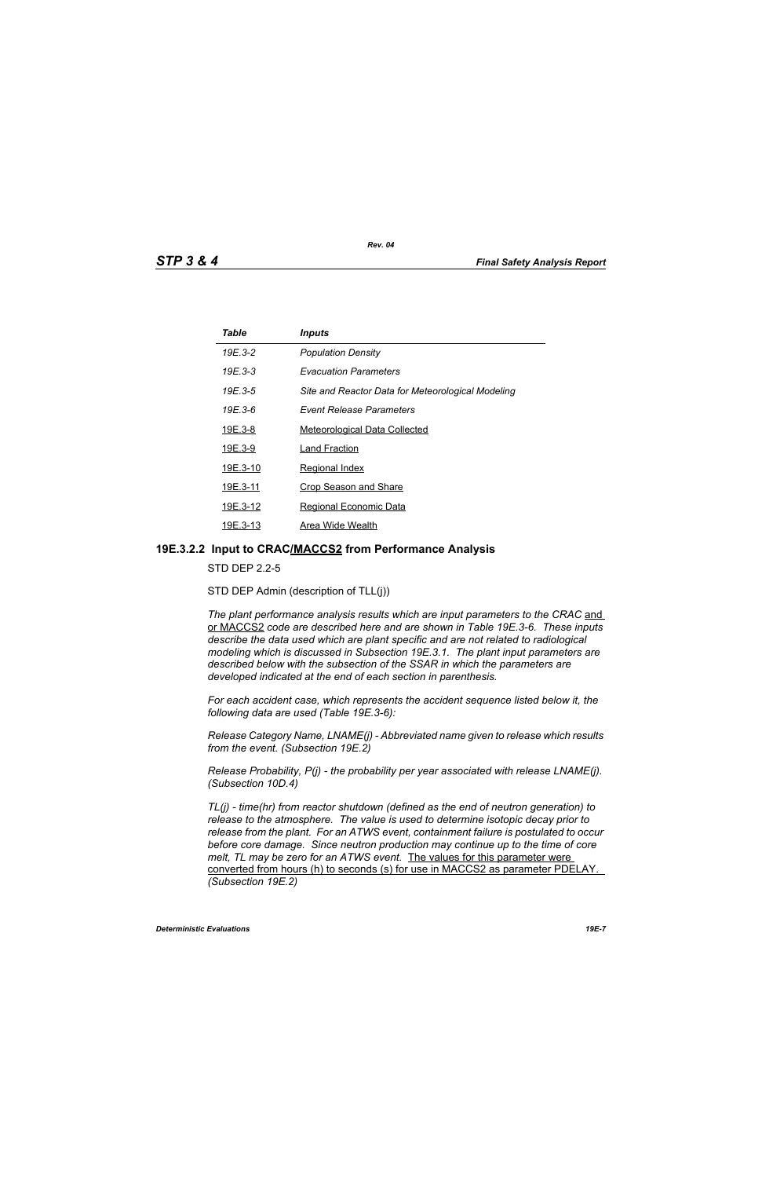| Table | Inputs |
|---|---|
| 19E.3-2 | Population Density |
| 19E.3-3 | Evacuation Parameters |
| 19E.3-5 | Site and Reactor Data for Meteorological Modeling |
| 19E.3-6 | Event Release Parameters |
| 19E.3-8 | Meteorological Data Collected |
| 19E.3-9 | Land Fraction |
| 19E.3-10 | Regional Index |
| 19E.3-11 | Crop Season and Share |
| 19E.3-12 | Regional Economic Data |
| 19E.3-13 | Area Wide Wealth |

### 19E.3.2.2 Input to CRAC/MACCS2 from Performance Analysis

STD DEP 2.2-5

STD DEP Admin (description of TLL(j))

*The plant performance analysis results which are input parameters to the CRAC* and or MACCS2 *code are described here and are shown in Table 19E.3-6. These inputs describe the data used which are plant specific and are not related to radiological modeling which is discussed in Subsection 19E.3.1. The plant input parameters are described below with the subsection of the SSAR in which the parameters are developed indicated at the end of each section in parenthesis.*

*For each accident case, which represents the accident sequence listed below it, the following data are used (Table 19E.3-6):*

*Release Category Name, LNAME(j) - Abbreviated name given to release which results from the event. (Subsection 19E.2)*

*Release Probability, P(j) - the probability per year associated with release LNAME(j). (Subsection 10D.4)*

*TL(j) - time(hr) from reactor shutdown (defined as the end of neutron generation) to release to the atmosphere. The value is used to determine isotopic decay prior to release from the plant. For an ATWS event, containment failure is postulated to occur before core damage. Since neutron production may continue up to the time of core melt, TL may be zero for an ATWS event.* The values for this parameter were converted from hours (h) to seconds (s) for use in MACCS2 as parameter PDELAY. *(Subsection 19E.2)*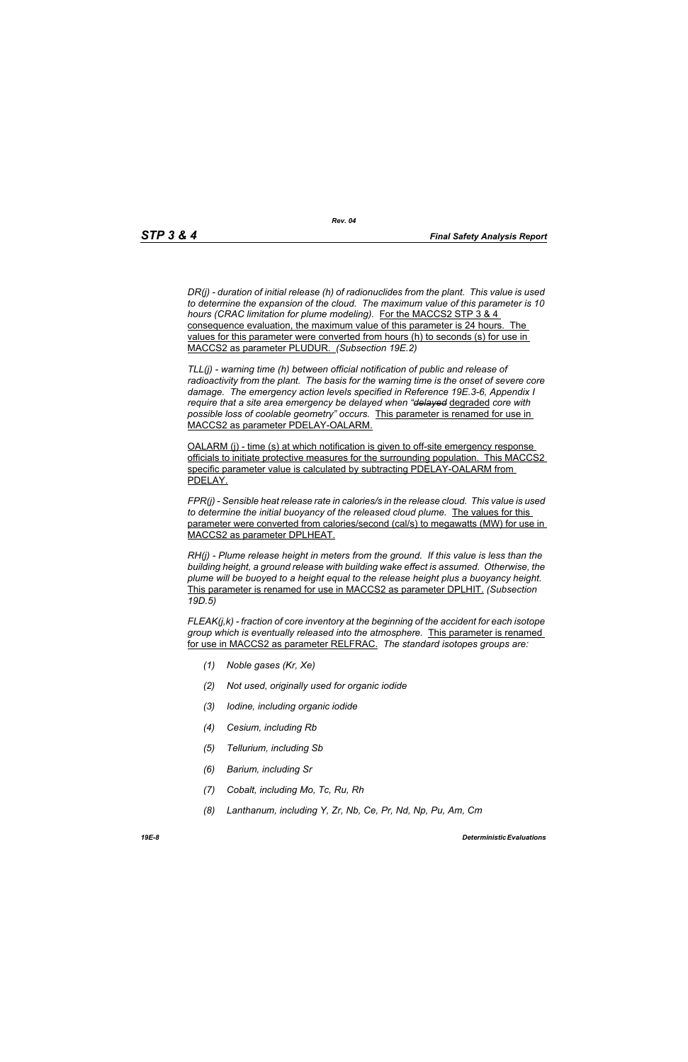*DR(j) - duration of initial release (h) of radionuclides from the plant. This value is used to determine the expansion of the cloud. The maximum value of this parameter is 10 hours (CRAC limitation for plume modeling).* For the MACCS2 STP 3 & 4 consequence evaluation, the maximum value of this parameter is 24 hours. The values for this parameter were converted from hours (h) to seconds (s) for use in MACCS2 as parameter PLUDUR. *(Subsection 19E.2)*

*TLL(j) - warning time (h) between official notification of public and release of radioactivity from the plant. The basis for the warning time is the onset of severe core damage. The emergency action levels specified in Reference 19E.3-6, Appendix I require that a site area emergency be delayed when "~~delayed~~* degraded *core with possible loss of coolable geometry" occurs.* This parameter is renamed for use in MACCS2 as parameter PDELAY-OALARM.

OALARM (j) - time (s) at which notification is given to off-site emergency response officials to initiate protective measures for the surrounding population. This MACCS2 specific parameter value is calculated by subtracting PDELAY-OALARM from PDELAY.

*FPR(j) - Sensible heat release rate in calories/s in the release cloud. This value is used to determine the initial buoyancy of the released cloud plume.* The values for this parameter were converted from calories/second (cal/s) to megawatts (MW) for use in MACCS2 as parameter DPLHEAT.

*RH(j) - Plume release height in meters from the ground. If this value is less than the building height, a ground release with building wake effect is assumed. Otherwise, the plume will be buoyed to a height equal to the release height plus a buoyancy height.* This parameter is renamed for use in MACCS2 as parameter DPLHIT. *(Subsection 19D.5)*

*FLEAK(j,k) - fraction of core inventory at the beginning of the accident for each isotope group which is eventually released into the atmosphere.* This parameter is renamed for use in MACCS2 as parameter RELFRAC. *The standard isotopes groups are:*

- *(1) Noble gases (Kr, Xe)*
- *(2) Not used, originally used for organic iodide*
- *(3) Iodine, including organic iodide*
- *(4) Cesium, including Rb*
- *(5) Tellurium, including Sb*
- *(6) Barium, including Sr*
- *(7) Cobalt, including Mo, Tc, Ru, Rh*
- *(8) Lanthanum, including Y, Zr, Nb, Ce, Pr, Nd, Np, Pu, Am, Cm*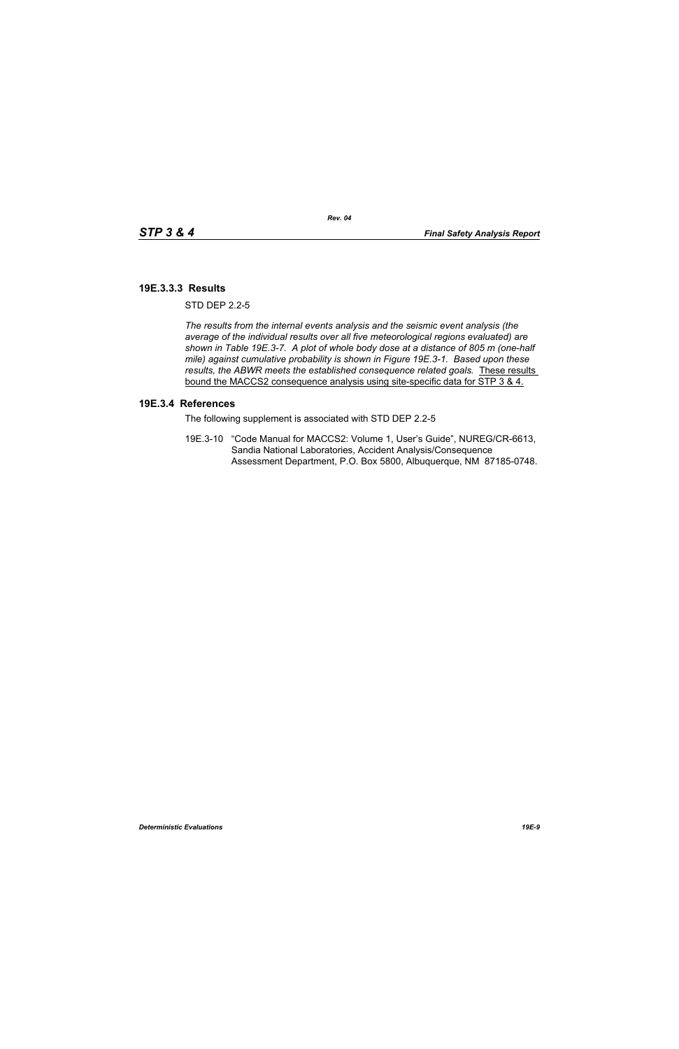### 19E.3.3.3 Results

STD DEP 2.2-5

*The results from the internal events analysis and the seismic event analysis (the average of the individual results over all five meteorological regions evaluated) are shown in Table 19E.3-7. A plot of whole body dose at a distance of 805 m (one-half mile) against cumulative probability is shown in Figure 19E.3-1. Based upon these results, the ABWR meets the established consequence related goals.* <u>These results bound the MACCS2 consequence analysis using site-specific data for STP 3 & 4.</u>

### 19E.3.4 References

The following supplement is associated with STD DEP 2.2-5

19E.3-10 "Code Manual for MACCS2: Volume 1, User's Guide", NUREG/CR-6613, Sandia National Laboratories, Accident Analysis/Consequence Assessment Department, P.O. Box 5800, Albuquerque, NM 87185-0748.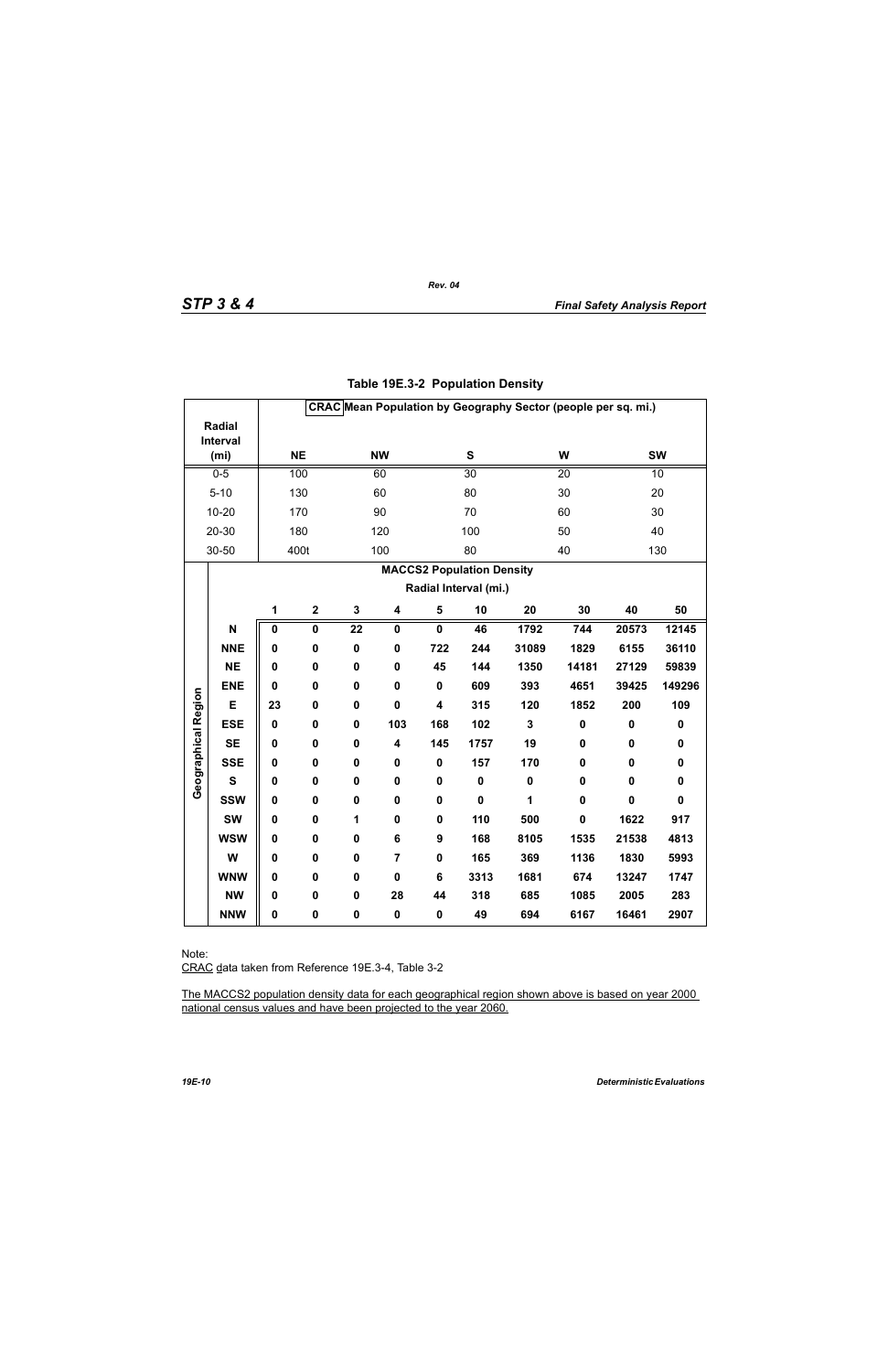**Table 19E.3-2 Population Density**

| Radial Interval (mi) | CRAC Mean Population by Geography Sector (people per sq. mi.) | | | | |
|---|---|---|---|---|---|
| | NE | NW | S | W | SW |
| 0-5 | 100 | 60 | 30 | 20 | 10 |
| 5-10 | 130 | 60 | 80 | 30 | 20 |
| 10-20 | 170 | 90 | 70 | 60 | 30 |
| 20-30 | 180 | 120 | 100 | 50 | 40 |
| 30-50 | 400t | 100 | 80 | 40 | 130 |

**MACCS2 Population Density**

| Geographical Region | Radial Interval (mi.) | | | | | | | | | |
|---|---|---|---|---|---|---|---|---|---|---|
| | 1 | 2 | 3 | 4 | 5 | 10 | 20 | 30 | 40 | 50 |
| N | 0 | 0 | 22 | 0 | 0 | 46 | 1792 | 744 | 20573 | 12145 |
| NNE | 0 | 0 | 0 | 0 | 722 | 244 | 31089 | 1829 | 6155 | 36110 |
| NE | 0 | 0 | 0 | 0 | 45 | 144 | 1350 | 14181 | 27129 | 59839 |
| ENE | 0 | 0 | 0 | 0 | 0 | 609 | 393 | 4651 | 39425 | 149296 |
| E | 23 | 0 | 0 | 0 | 4 | 315 | 120 | 1852 | 200 | 109 |
| ESE | 0 | 0 | 0 | 103 | 168 | 102 | 3 | 0 | 0 | 0 |
| SE | 0 | 0 | 0 | 4 | 145 | 1757 | 19 | 0 | 0 | 0 |
| SSE | 0 | 0 | 0 | 0 | 0 | 157 | 170 | 0 | 0 | 0 |
| S | 0 | 0 | 0 | 0 | 0 | 0 | 0 | 0 | 0 | 0 |
| SSW | 0 | 0 | 0 | 0 | 0 | 0 | 1 | 0 | 0 | 0 |
| SW | 0 | 0 | 1 | 0 | 0 | 110 | 500 | 0 | 1622 | 917 |
| WSW | 0 | 0 | 0 | 6 | 9 | 168 | 8105 | 1535 | 21538 | 4813 |
| W | 0 | 0 | 0 | 7 | 0 | 165 | 369 | 1136 | 1830 | 5993 |
| WNW | 0 | 0 | 0 | 0 | 6 | 3313 | 1681 | 674 | 13247 | 1747 |
| NW | 0 | 0 | 0 | 28 | 44 | 318 | 685 | 1085 | 2005 | 283 |
| NNW | 0 | 0 | 0 | 0 | 0 | 49 | 694 | 6167 | 16461 | 2907 |

Note:

CRAC data taken from Reference 19E.3-4, Table 3-2

The MACCS2 population density data for each geographical region shown above is based on year 2000 national census values and have been projected to the year 2060.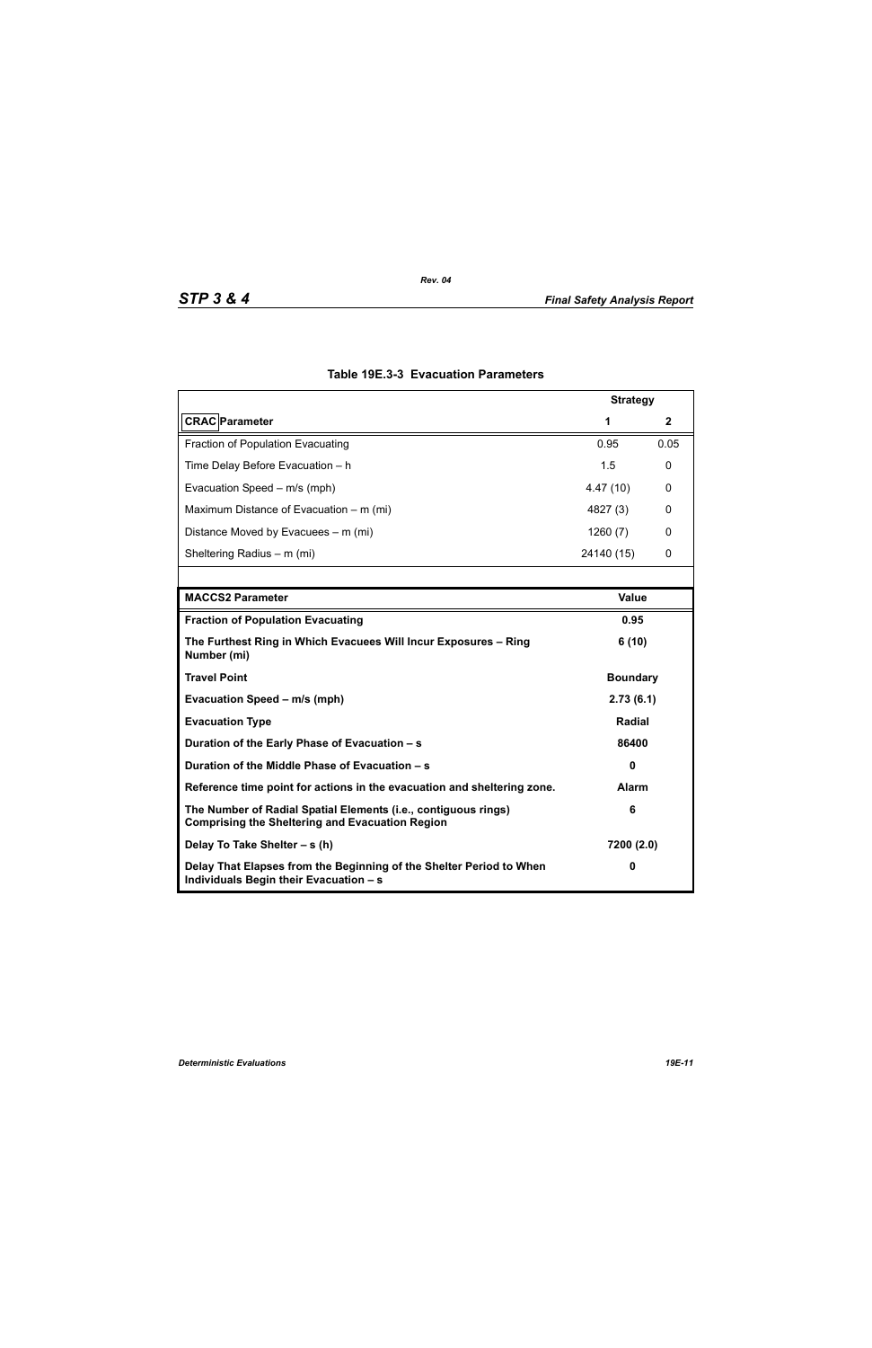**Table 19E.3-3 Evaluation Parameters**

| | Strategy | |
|---|---|---|
| CRAC Parameter | 1 | 2 |
| Fraction of Population Evacuating | 0.95 | 0.05 |
| Time Delay Before Evacuation – h | 1.5 | 0 |
| Evacuation Speed – m/s (mph) | 4.47 (10) | 0 |
| Maximum Distance of Evacuation – m (mi) | 4827 (3) | 0 |
| Distance Moved by Evacuees – m (mi) | 1260 (7) | 0 |
| Sheltering Radius – m (mi) | 24140 (15) | 0 |

| **MACCS2 Parameter** | **Value** |
|---|---|
| **Fraction of Population Evacuating** | **0.95** |
| **The Furthest Ring in Which Evacuees Will Incur Exposures – Ring Number (mi)** | **6 (10)** |
| **Travel Point** | **Boundary** |
| **Evacuation Speed – m/s (mph)** | **2.73 (6.1)** |
| **Evacuation Type** | **Radial** |
| **Duration of the Early Phase of Evacuation – s** | **86400** |
| **Duration of the Middle Phase of Evacuation – s** | **0** |
| **Reference time point for actions in the evacuation and sheltering zone.** | **Alarm** |
| **The Number of Radial Spatial Elements (i.e., contiguous rings) Comprising the Sheltering and Evacuation Region** | **6** |
| **Delay To Take Shelter – s (h)** | **7200 (2.0)** |
| **Delay That Elapses from the Beginning of the Shelter Period to When Individuals Begin their Evacuation – s** | **0** |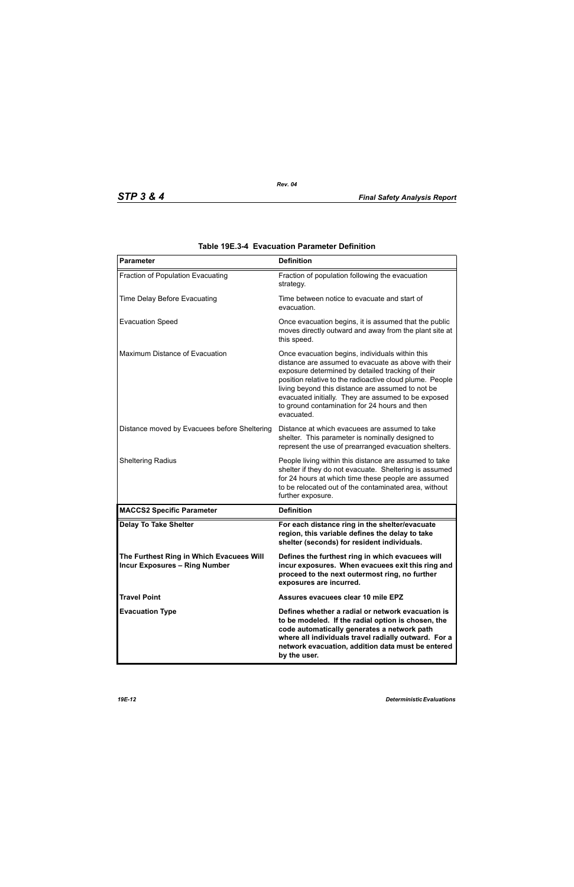**Table 19E.3-4 Evacuation Parameter Definition**

| Parameter | Definition |
|---|---|
| Fraction of Population Evacuating | Fraction of population following the evacuation strategy. |
| Time Delay Before Evacuating | Time between notice to evacuate and start of evacuation. |
| Evacuation Speed | Once evacuation begins, it is assumed that the public moves directly outward and away from the plant site at this speed. |
| Maximum Distance of Evacuation | Once evacuation begins, individuals within this distance are assumed to evacuate as above with their exposure determined by detailed tracking of their position relative to the radioactive cloud plume. People living beyond this distance are assumed to not be evacuated initially. They are assumed to be exposed to ground contamination for 24 hours and then evacuated. |
| Distance moved by Evacuees before Sheltering | Distance at which evacuees are assumed to take shelter. This parameter is nominally designed to represent the use of prearranged evacuation shelters. |
| Sheltering Radius | People living within this distance are assumed to take shelter if they do not evacuate. Sheltering is assumed for 24 hours at which time these people are assumed to be relocated out of the contaminated area, without further exposure. |
| **MACCS2 Specific Parameter** | **Definition** |
| **Delay To Take Shelter** | **For each distance ring in the shelter/evacuate region, this variable defines the delay to take shelter (seconds) for resident individuals.** |
| **The Furthest Ring in Which Evacuees Will Incur Exposures – Ring Number** | **Defines the furthest ring in which evacuees will incur exposures. When evacuees exit this ring and proceed to the next outermost ring, no further exposures are incurred.** |
| **Travel Point** | **Assures evacuees clear 10 mile EPZ** |
| **Evacuation Type** | **Defines whether a radial or network evacuation is to be modeled. If the radial option is chosen, the code automatically generates a network path where all individuals travel radially outward. For a network evacuation, addition data must be entered by the user.** |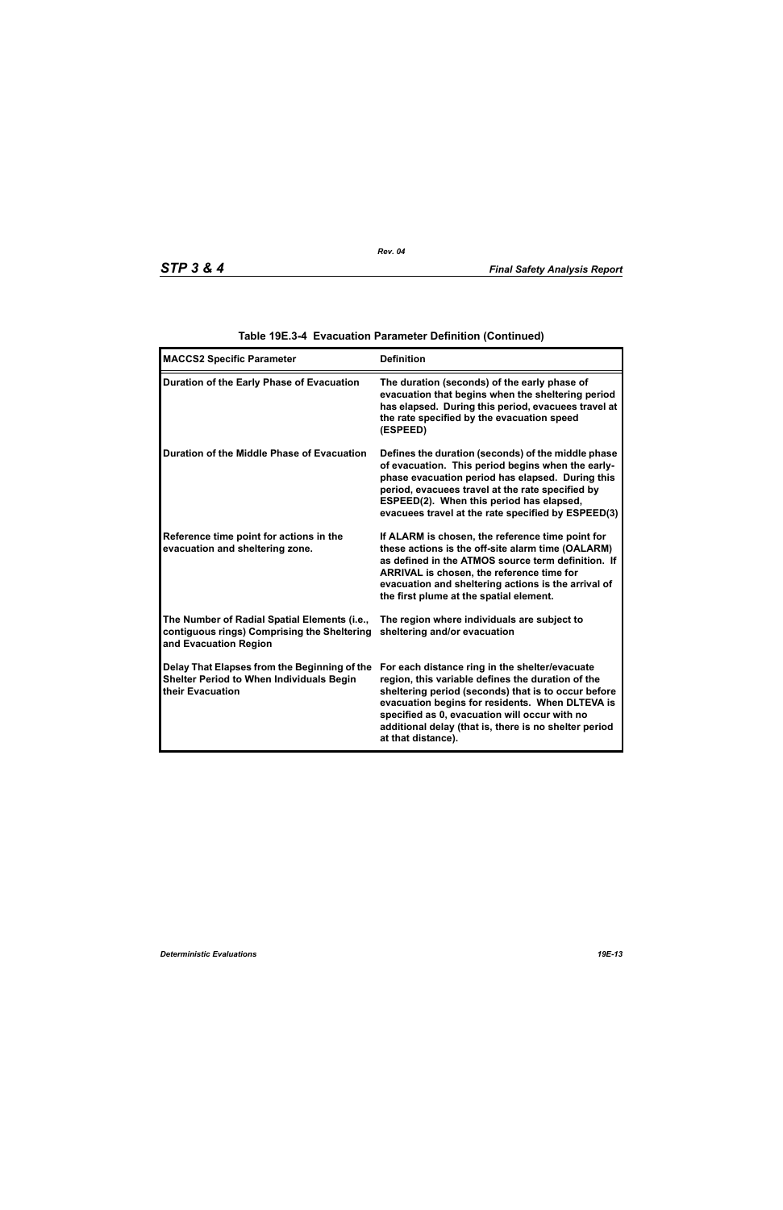**Table 19E.3-4 Evacuation Parameter Definition (Continued)**

| MACCS2 Specific Parameter | Definition |
|---|---|
| Duration of the Early Phase of Evacuation | The duration (seconds) of the early phase of evacuation that begins when the sheltering period has elapsed. During this period, evacuees travel at the rate specified by the evacuation speed (ESPEED) |
| Duration of the Middle Phase of Evacuation | Defines the duration (seconds) of the middle phase of evacuation. This period begins when the early-phase evacuation period has elapsed. During this period, evacuees travel at the rate specified by ESPEED(2). When this period has elapsed, evacuees travel at the rate specified by ESPEED(3) |
| Reference time point for actions in the evacuation and sheltering zone. | If ALARM is chosen, the reference time point for these actions is the off-site alarm time (OALARM) as defined in the ATMOS source term definition. If ARRIVAL is chosen, the reference time for evacuation and sheltering actions is the arrival of the first plume at the spatial element. |
| The Number of Radial Spatial Elements (i.e., contiguous rings) Comprising the Sheltering and Evacuation Region | The region where individuals are subject to sheltering and/or evacuation |
| Delay That Elapses from the Beginning of the Shelter Period to When Individuals Begin their Evacuation | For each distance ring in the shelter/evacuate region, this variable defines the duration of the sheltering period (seconds) that is to occur before evacuation begins for residents. When DLTEVA is specified as 0, evacuation will occur with no additional delay (that is, there is no shelter period at that distance). |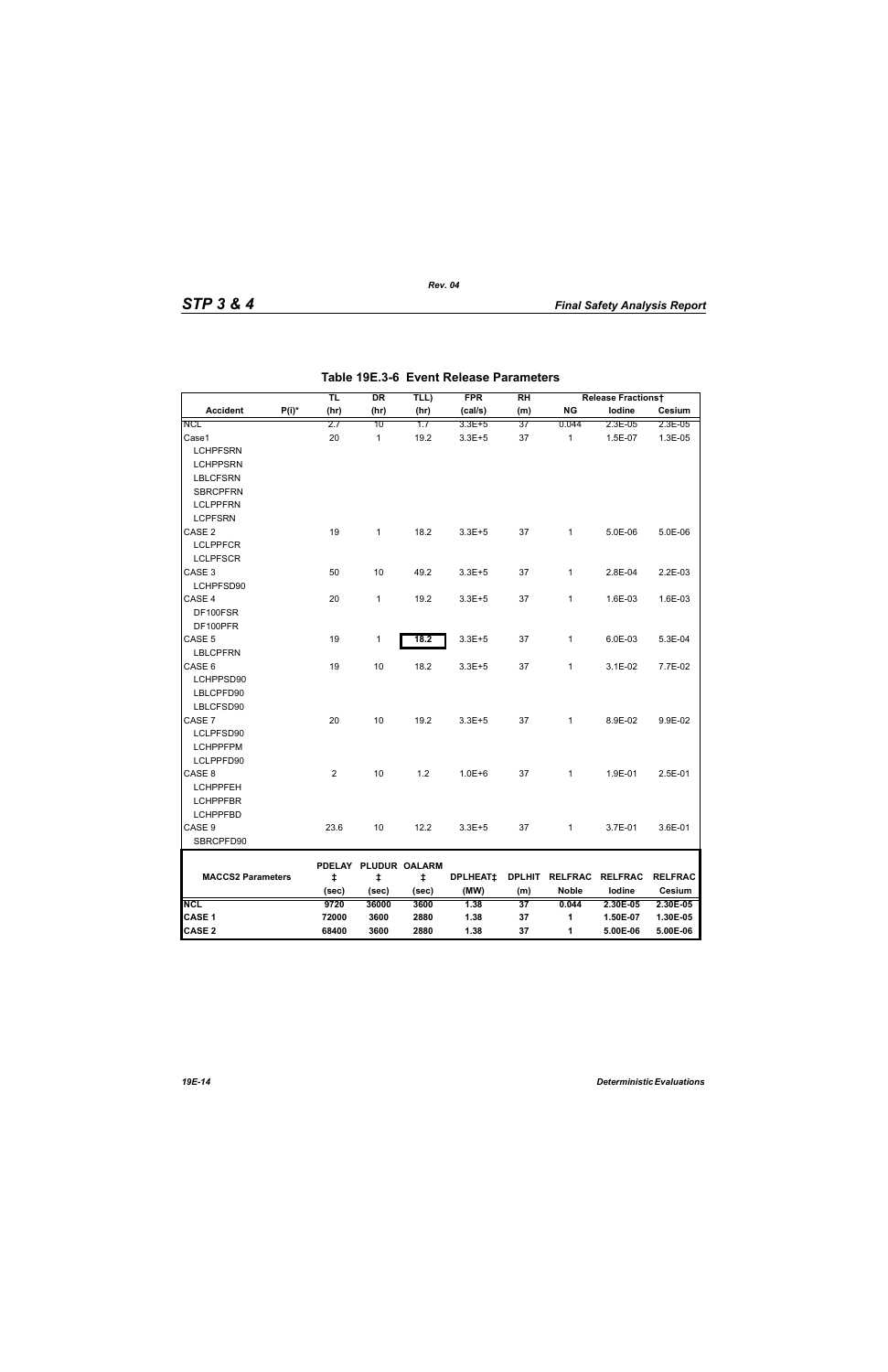## Table 19E.3-6 Event Release Parameters

| Accident | P(i)* | TL (hr) | DR (hr) | TLL) (hr) | FPR (cal/s) | RH (m) | Release Fractions† NG | Iodine | Cesium |
|---|---|---|---|---|---|---|---|---|---|
| NCL | | 2.7 | 10 | 1.7 | 3.3E+5 | 37 | 0.044 | 2.3E-05 | 2.3E-05 |
| Case1 | | 20 | 1 | 19.2 | 3.3E+5 | 37 | 1 | 1.5E-07 | 1.3E-05 |
| LCHPFSRN | | | | | | | | | |
| LCHPPSRN | | | | | | | | | |
| LBLCFSRN | | | | | | | | | |
| SBRCPFRN | | | | | | | | | |
| LCLPPFRN | | | | | | | | | |
| LCPFSRN | | | | | | | | | |
| CASE 2 | | 19 | 1 | 18.2 | 3.3E+5 | 37 | 1 | 5.0E-06 | 5.0E-06 |
| LCLPPFCR | | | | | | | | | |
| LCLPFSCR | | | | | | | | | |
| CASE 3 | | 50 | 10 | 49.2 | 3.3E+5 | 37 | 1 | 2.8E-04 | 2.2E-03 |
| LCHPFSD90 | | | | | | | | | |
| CASE 4 | | 20 | 1 | 19.2 | 3.3E+5 | 37 | 1 | 1.6E-03 | 1.6E-03 |
| DF100FSR | | | | | | | | | |
| DF100PFR | | | | | | | | | |
| CASE 5 | | 19 | 1 | 18.2 | 3.3E+5 | 37 | 1 | 6.0E-03 | 5.3E-04 |
| LBLCPFRN | | | | | | | | | |
| CASE 6 | | 19 | 10 | 18.2 | 3.3E+5 | 37 | 1 | 3.1E-02 | 7.7E-02 |
| LCHPPSD90 | | | | | | | | | |
| LBLCPFD90 | | | | | | | | | |
| LBLCFSD90 | | | | | | | | | |
| CASE 7 | | 20 | 10 | 19.2 | 3.3E+5 | 37 | 1 | 8.9E-02 | 9.9E-02 |
| LCLPFSD90 | | | | | | | | | |
| LCHPPFPM | | | | | | | | | |
| LCLPPFD90 | | | | | | | | | |
| CASE 8 | | 2 | 10 | 1.2 | 1.0E+6 | 37 | 1 | 1.9E-01 | 2.5E-01 |
| LCHPPFEH | | | | | | | | | |
| LCHPPFBR | | | | | | | | | |
| LCHPPFBD | | | | | | | | | |
| CASE 9 | | 23.6 | 10 | 12.2 | 3.3E+5 | 37 | 1 | 3.7E-01 | 3.6E-01 |
| SBRCPFD90 | | | | | | | | | |

| MACCS2 Parameters | PDELAY ‡ (sec) | PLUDUR ‡ (sec) | OALARM ‡ (sec) | DPLHEAT‡ (MW) | DPLHIT (m) | RELFRAC Noble | RELFRAC Iodine | RELFRAC Cesium |
|---|---|---|---|---|---|---|---|---|
| **NCL** | **9720** | **36000** | **3600** | **1.38** | **37** | **0.044** | **2.30E-05** | **2.30E-05** |
| **CASE 1** | **72000** | **3600** | **2880** | **1.38** | **37** | **1** | **1.50E-07** | **1.30E-05** |
| **CASE 2** | **68400** | **3600** | **2880** | **1.38** | **37** | **1** | **5.00E-06** | **5.00E-06** |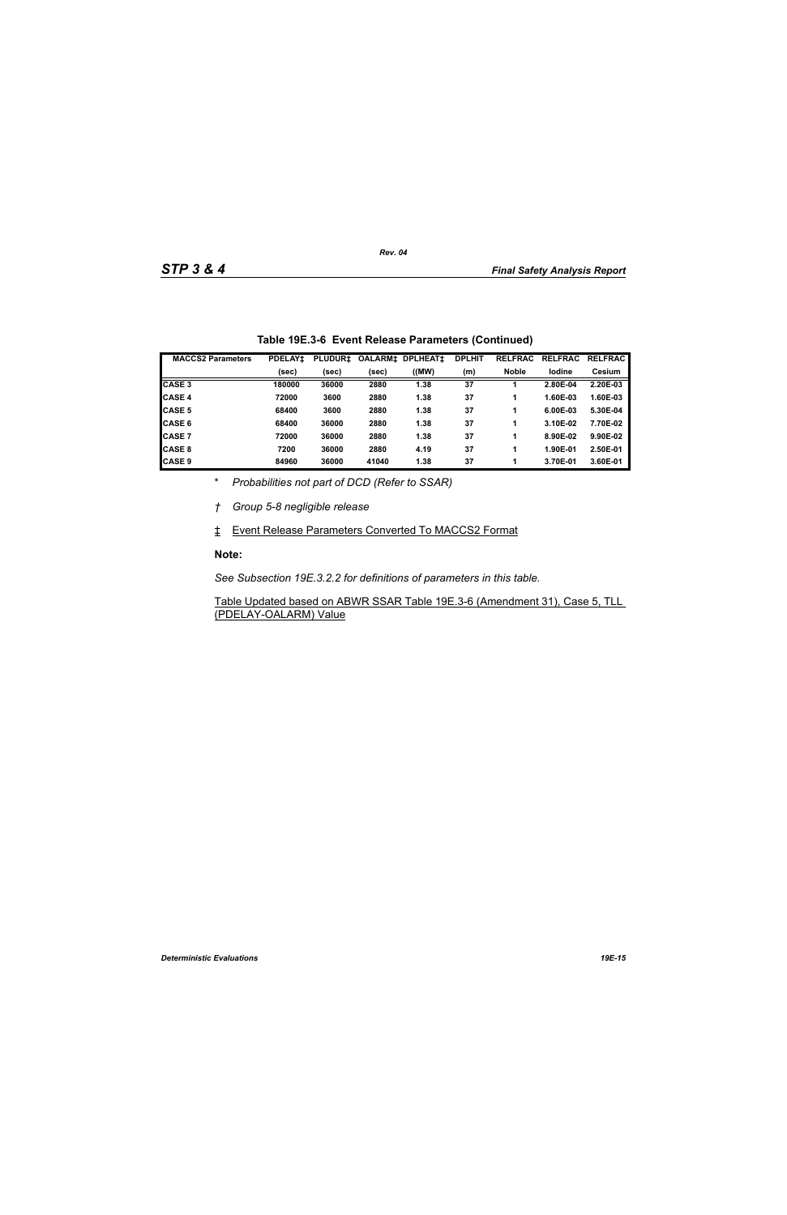**Table 19E.3-6 Event Release Parameters (Continued)**

| MACCS2 Parameters | PDELAY‡ | PLUDUR‡ | OALARM‡ | DPLHEAT‡ | DPLHIT | RELFRAC | RELFRAC | RELFRAC |
|---|---|---|---|---|---|---|---|---|
| | (sec) | (sec) | (sec) | ((MW) | (m) | Noble | Iodine | Cesium |
| CASE 3 | 180000 | 36000 | 2880 | 1.38 | 37 | 1 | 2.80E-04 | 2.20E-03 |
| CASE 4 | 72000 | 3600 | 2880 | 1.38 | 37 | 1 | 1.60E-03 | 1.60E-03 |
| CASE 5 | 68400 | 3600 | 2880 | 1.38 | 37 | 1 | 6.00E-03 | 5.30E-04 |
| CASE 6 | 68400 | 36000 | 2880 | 1.38 | 37 | 1 | 3.10E-02 | 7.70E-02 |
| CASE 7 | 72000 | 36000 | 2880 | 1.38 | 37 | 1 | 8.90E-02 | 9.90E-02 |
| CASE 8 | 7200 | 36000 | 2880 | 4.19 | 37 | 1 | 1.90E-01 | 2.50E-01 |
| CASE 9 | 84960 | 36000 | 41040 | 1.38 | 37 | 1 | 3.70E-01 | 3.60E-01 |

\* *Probabilities not part of DCD (Refer to SSAR)*

† *Group 5-8 negligible release*

‡ Event Release Parameters Converted To MACCS2 Format

**Note:**

*See Subsection 19E.3.2.2 for definitions of parameters in this table.*

Table Updated based on ABWR SSAR Table 19E.3-6 (Amendment 31), Case 5, TLL (PDELAY-OALARM) Value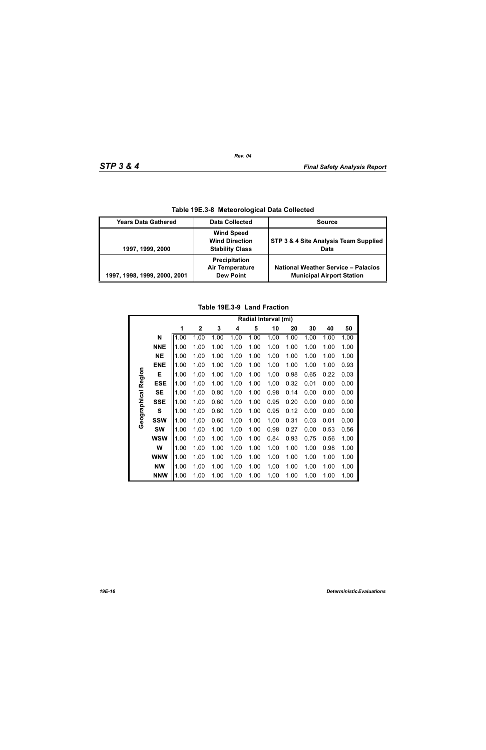**Table 19E.3-8 Meteorological Data Collected**

| Years Data Gathered | Data Collected | Source |
|---|---|---|
| 1997, 1999, 2000 | Wind Speed<br>Wind Direction<br>Stability Class | STP 3 & 4 Site Analysis Team Supplied Data |
| 1997, 1998, 1999, 2000, 2001 | Precipitation<br>Air Temperature<br>Dew Point | National Weather Service – Palacios Municipal Airport Station |

**Table 19E.3-9 Land Fraction**

| Geographical Region | Radial Interval (mi) | | | | | | | | | |
|---|---|---|---|---|---|---|---|---|---|---|
| | 1 | 2 | 3 | 4 | 5 | 10 | 20 | 30 | 40 | 50 |
| N | 1.00 | 1.00 | 1.00 | 1.00 | 1.00 | 1.00 | 1.00 | 1.00 | 1.00 | 1.00 |
| NNE | 1.00 | 1.00 | 1.00 | 1.00 | 1.00 | 1.00 | 1.00 | 1.00 | 1.00 | 1.00 |
| NE | 1.00 | 1.00 | 1.00 | 1.00 | 1.00 | 1.00 | 1.00 | 1.00 | 1.00 | 1.00 |
| ENE | 1.00 | 1.00 | 1.00 | 1.00 | 1.00 | 1.00 | 1.00 | 1.00 | 1.00 | 0.93 |
| E | 1.00 | 1.00 | 1.00 | 1.00 | 1.00 | 1.00 | 0.98 | 0.65 | 0.22 | 0.03 |
| ESE | 1.00 | 1.00 | 1.00 | 1.00 | 1.00 | 1.00 | 0.32 | 0.01 | 0.00 | 0.00 |
| SE | 1.00 | 1.00 | 0.80 | 1.00 | 1.00 | 0.98 | 0.14 | 0.00 | 0.00 | 0.00 |
| SSE | 1.00 | 1.00 | 0.60 | 1.00 | 1.00 | 0.95 | 0.20 | 0.00 | 0.00 | 0.00 |
| S | 1.00 | 1.00 | 0.60 | 1.00 | 1.00 | 0.95 | 0.12 | 0.00 | 0.00 | 0.00 |
| SSW | 1.00 | 1.00 | 0.60 | 1.00 | 1.00 | 1.00 | 0.31 | 0.03 | 0.01 | 0.00 |
| SW | 1.00 | 1.00 | 1.00 | 1.00 | 1.00 | 0.98 | 0.27 | 0.00 | 0.53 | 0.56 |
| WSW | 1.00 | 1.00 | 1.00 | 1.00 | 1.00 | 0.84 | 0.93 | 0.75 | 0.56 | 1.00 |
| W | 1.00 | 1.00 | 1.00 | 1.00 | 1.00 | 1.00 | 1.00 | 1.00 | 0.98 | 1.00 |
| WNW | 1.00 | 1.00 | 1.00 | 1.00 | 1.00 | 1.00 | 1.00 | 1.00 | 1.00 | 1.00 |
| NW | 1.00 | 1.00 | 1.00 | 1.00 | 1.00 | 1.00 | 1.00 | 1.00 | 1.00 | 1.00 |
| NNW | 1.00 | 1.00 | 1.00 | 1.00 | 1.00 | 1.00 | 1.00 | 1.00 | 1.00 | 1.00 |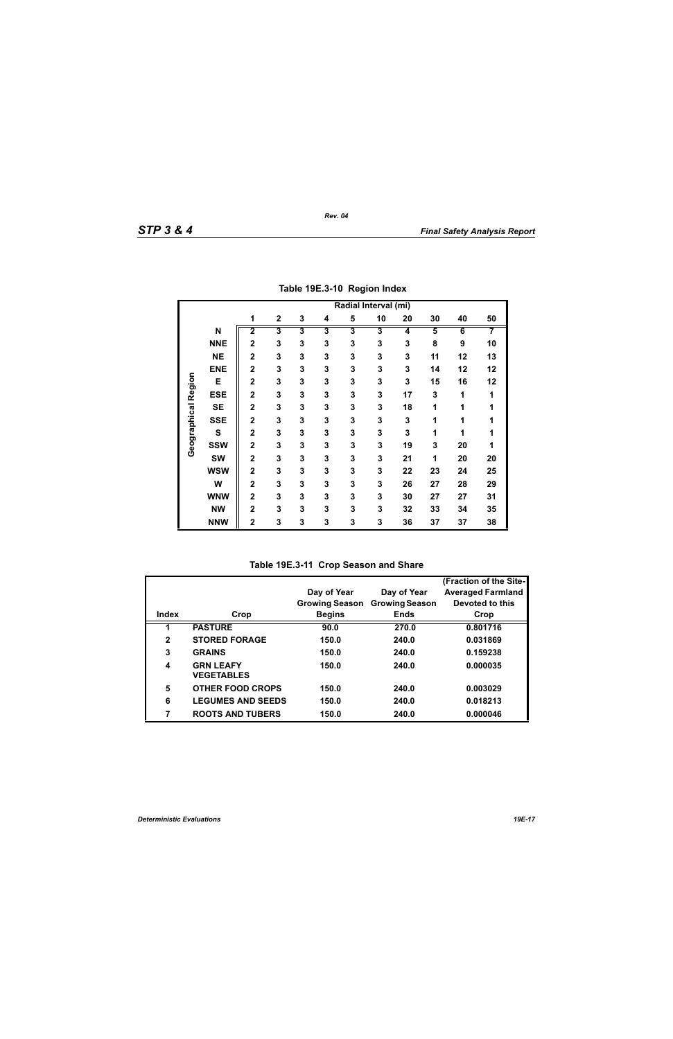**Table 19E.3-10 Region Index**

| Geographical Region | Radial Interval (mi) | | | | | | | | | |
|---|---|---|---|---|---|---|---|---|---|---|
| | 1 | 2 | 3 | 4 | 5 | 10 | 20 | 30 | 40 | 50 |
| N | 2 | 3 | 3 | 3 | 3 | 3 | 4 | 5 | 6 | 7 |
| NNE | 2 | 3 | 3 | 3 | 3 | 3 | 3 | 8 | 9 | 10 |
| NE | 2 | 3 | 3 | 3 | 3 | 3 | 3 | 11 | 12 | 13 |
| ENE | 2 | 3 | 3 | 3 | 3 | 3 | 3 | 14 | 12 | 12 |
| E | 2 | 3 | 3 | 3 | 3 | 3 | 3 | 15 | 16 | 12 |
| ESE | 2 | 3 | 3 | 3 | 3 | 3 | 17 | 3 | 1 | 1 |
| SE | 2 | 3 | 3 | 3 | 3 | 3 | 18 | 1 | 1 | 1 |
| SSE | 2 | 3 | 3 | 3 | 3 | 3 | 3 | 1 | 1 | 1 |
| S | 2 | 3 | 3 | 3 | 3 | 3 | 3 | 1 | 1 | 1 |
| SSW | 2 | 3 | 3 | 3 | 3 | 3 | 19 | 3 | 20 | 1 |
| SW | 2 | 3 | 3 | 3 | 3 | 3 | 21 | 1 | 20 | 20 |
| WSW | 2 | 3 | 3 | 3 | 3 | 3 | 22 | 23 | 24 | 25 |
| W | 2 | 3 | 3 | 3 | 3 | 3 | 26 | 27 | 28 | 29 |
| WNW | 2 | 3 | 3 | 3 | 3 | 3 | 30 | 27 | 27 | 31 |
| NW | 2 | 3 | 3 | 3 | 3 | 3 | 32 | 33 | 34 | 35 |
| NNW | 2 | 3 | 3 | 3 | 3 | 3 | 36 | 37 | 37 | 38 |

**Table 19E.3-11 Crop Season and Share**

| Index | Crop | Day of Year Growing Season Begins | Day of Year Growing Season Ends | (Fraction of the Site-Averaged Farmland Devoted to this Crop |
|---|---|---|---|---|
| 1 | PASTURE | 90.0 | 270.0 | 0.801716 |
| 2 | STORED FORAGE | 150.0 | 240.0 | 0.031869 |
| 3 | GRAINS | 150.0 | 240.0 | 0.159238 |
| 4 | GRN LEAFY VEGETABLES | 150.0 | 240.0 | 0.000035 |
| 5 | OTHER FOOD CROPS | 150.0 | 240.0 | 0.003029 |
| 6 | LEGUMES AND SEEDS | 150.0 | 240.0 | 0.018213 |
| 7 | ROOTS AND TUBERS | 150.0 | 240.0 | 0.000046 |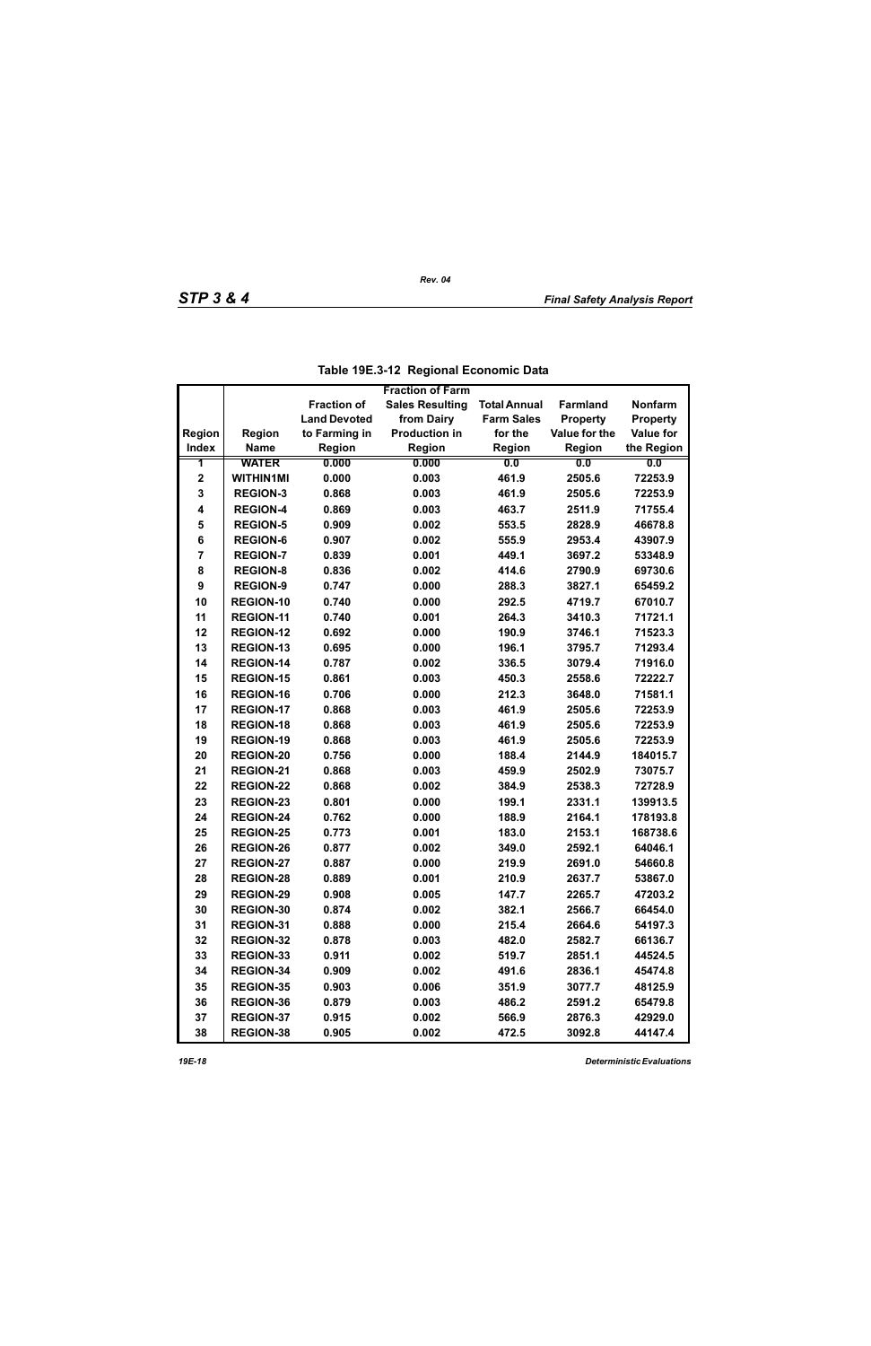**Table 19E.3-12 Regional Economic Data**

| Region Index | Region Name | Fraction of Land Devoted to Farming in Region | Fraction of Farm Sales Resulting from Dairy Production in Region | Total Annual Farm Sales for the Region | Farmland Property Value for the Region | Nonfarm Property Value for the Region |
|---|---|---|---|---|---|---|
| 1 | WATER | 0.000 | 0.000 | 0.0 | 0.0 | 0.0 |
| 2 | WITHIN1MI | 0.000 | 0.003 | 461.9 | 2505.6 | 72253.9 |
| 3 | REGION-3 | 0.868 | 0.003 | 461.9 | 2505.6 | 72253.9 |
| 4 | REGION-4 | 0.869 | 0.003 | 463.7 | 2511.9 | 71755.4 |
| 5 | REGION-5 | 0.909 | 0.002 | 553.5 | 2828.9 | 46678.8 |
| 6 | REGION-6 | 0.907 | 0.002 | 555.9 | 2953.4 | 43907.9 |
| 7 | REGION-7 | 0.839 | 0.001 | 449.1 | 3697.2 | 53348.9 |
| 8 | REGION-8 | 0.836 | 0.002 | 414.6 | 2790.9 | 69730.6 |
| 9 | REGION-9 | 0.747 | 0.000 | 288.3 | 3827.1 | 65459.2 |
| 10 | REGION-10 | 0.740 | 0.000 | 292.5 | 4719.7 | 67010.7 |
| 11 | REGION-11 | 0.740 | 0.001 | 264.3 | 3410.3 | 71721.1 |
| 12 | REGION-12 | 0.692 | 0.000 | 190.9 | 3746.1 | 71523.3 |
| 13 | REGION-13 | 0.695 | 0.000 | 196.1 | 3795.7 | 71293.4 |
| 14 | REGION-14 | 0.787 | 0.002 | 336.5 | 3079.4 | 71916.0 |
| 15 | REGION-15 | 0.861 | 0.003 | 450.3 | 2558.6 | 72222.7 |
| 16 | REGION-16 | 0.706 | 0.000 | 212.3 | 3648.0 | 71581.1 |
| 17 | REGION-17 | 0.868 | 0.003 | 461.9 | 2505.6 | 72253.9 |
| 18 | REGION-18 | 0.868 | 0.003 | 461.9 | 2505.6 | 72253.9 |
| 19 | REGION-19 | 0.868 | 0.003 | 461.9 | 2505.6 | 72253.9 |
| 20 | REGION-20 | 0.756 | 0.000 | 188.4 | 2144.9 | 184015.7 |
| 21 | REGION-21 | 0.868 | 0.003 | 459.9 | 2502.9 | 73075.7 |
| 22 | REGION-22 | 0.868 | 0.002 | 384.9 | 2538.3 | 72728.9 |
| 23 | REGION-23 | 0.801 | 0.000 | 199.1 | 2331.1 | 139913.5 |
| 24 | REGION-24 | 0.762 | 0.000 | 188.9 | 2164.1 | 178193.8 |
| 25 | REGION-25 | 0.773 | 0.001 | 183.0 | 2153.1 | 168738.6 |
| 26 | REGION-26 | 0.877 | 0.002 | 349.0 | 2592.1 | 64046.1 |
| 27 | REGION-27 | 0.887 | 0.000 | 219.9 | 2691.0 | 54660.8 |
| 28 | REGION-28 | 0.889 | 0.001 | 210.9 | 2637.7 | 53867.0 |
| 29 | REGION-29 | 0.908 | 0.005 | 147.7 | 2265.7 | 47203.2 |
| 30 | REGION-30 | 0.874 | 0.002 | 382.1 | 2566.7 | 66454.0 |
| 31 | REGION-31 | 0.888 | 0.000 | 215.4 | 2664.6 | 54197.3 |
| 32 | REGION-32 | 0.878 | 0.003 | 482.0 | 2582.7 | 66136.7 |
| 33 | REGION-33 | 0.911 | 0.002 | 519.7 | 2851.1 | 44524.5 |
| 34 | REGION-34 | 0.909 | 0.002 | 491.6 | 2836.1 | 45474.8 |
| 35 | REGION-35 | 0.903 | 0.006 | 351.9 | 3077.7 | 48125.9 |
| 36 | REGION-36 | 0.879 | 0.003 | 486.2 | 2591.2 | 65479.8 |
| 37 | REGION-37 | 0.915 | 0.002 | 566.9 | 2876.3 | 42929.0 |
| 38 | REGION-38 | 0.905 | 0.002 | 472.5 | 3092.8 | 44147.4 |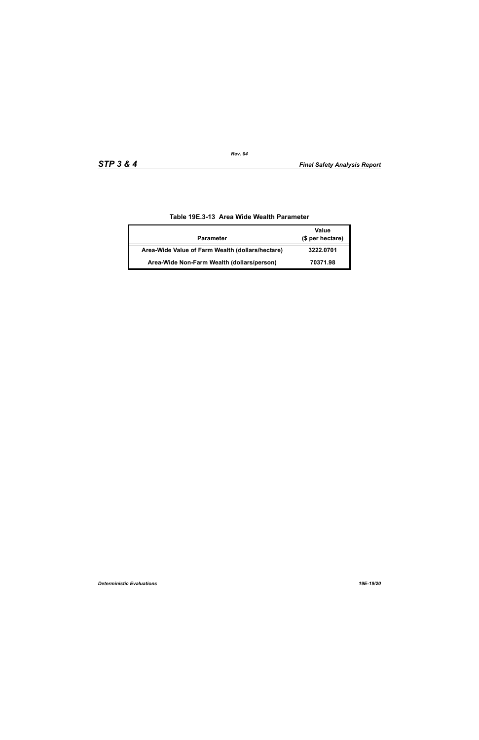**Table 19E.3-13 Area Wide Wealth Parameter**

| Parameter | Value ($ per hectare) |
|---|---|
| Area-Wide Value of Farm Wealth (dollars/hectare) | 3222.0701 |
| Area-Wide Non-Farm Wealth (dollars/person) | 70371.98 |